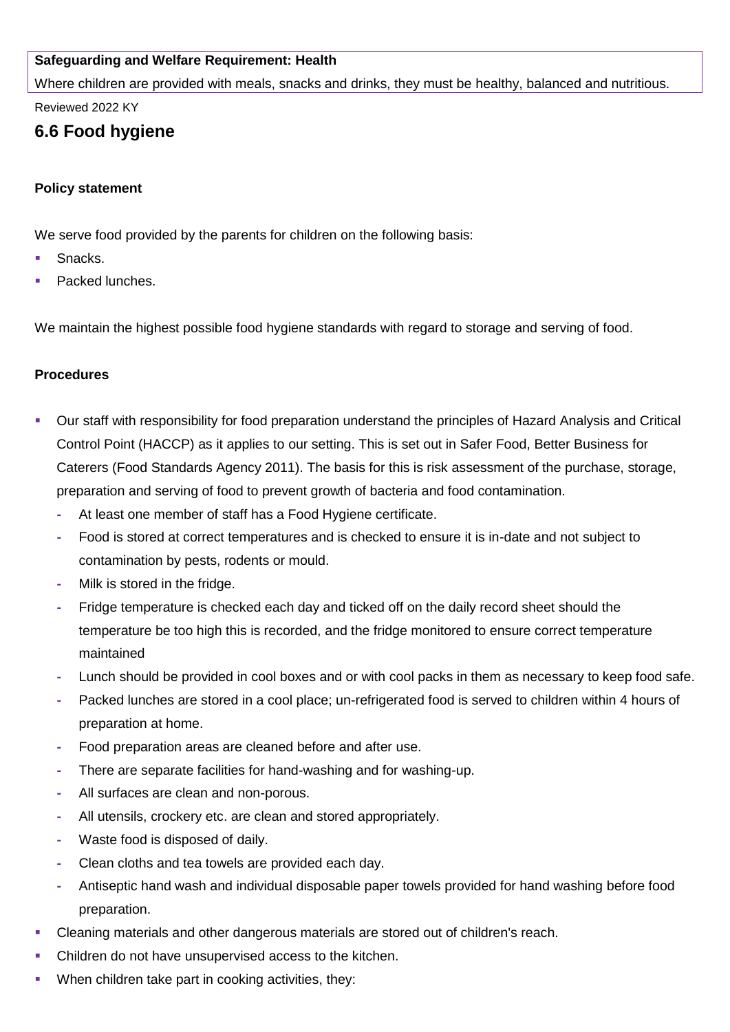**Safeguarding and Welfare Requirement: Health**

Where children are provided with meals, snacks and drinks, they must be healthy, balanced and nutritious.

Reviewed 2022 KY

## 6.6 Food hygiene

**Policy statement**

We serve food provided by the parents for children on the following basis:

- Snacks.
- Packed lunches.

We maintain the highest possible food hygiene standards with regard to storage and serving of food.

**Procedures**

- Our staff with responsibility for food preparation understand the principles of Hazard Analysis and Critical Control Point (HACCP) as it applies to our setting. This is set out in Safer Food, Better Business for Caterers (Food Standards Agency 2011). The basis for this is risk assessment of the purchase, storage, preparation and serving of food to prevent growth of bacteria and food contamination.
  - At least one member of staff has a Food Hygiene certificate.
  - Food is stored at correct temperatures and is checked to ensure it is in-date and not subject to contamination by pests, rodents or mould.
  - Milk is stored in the fridge.
  - Fridge temperature is checked each day and ticked off on the daily record sheet should the temperature be too high this is recorded, and the fridge monitored to ensure correct temperature maintained
  - Lunch should be provided in cool boxes and or with cool packs in them as necessary to keep food safe.
  - Packed lunches are stored in a cool place; un-refrigerated food is served to children within 4 hours of preparation at home.
  - Food preparation areas are cleaned before and after use.
  - There are separate facilities for hand-washing and for washing-up.
  - All surfaces are clean and non-porous.
  - All utensils, crockery etc. are clean and stored appropriately.
  - Waste food is disposed of daily.
  - Clean cloths and tea towels are provided each day.
  - Antiseptic hand wash and individual disposable paper towels provided for hand washing before food preparation.
- Cleaning materials and other dangerous materials are stored out of children's reach.
- Children do not have unsupervised access to the kitchen.
- When children take part in cooking activities, they: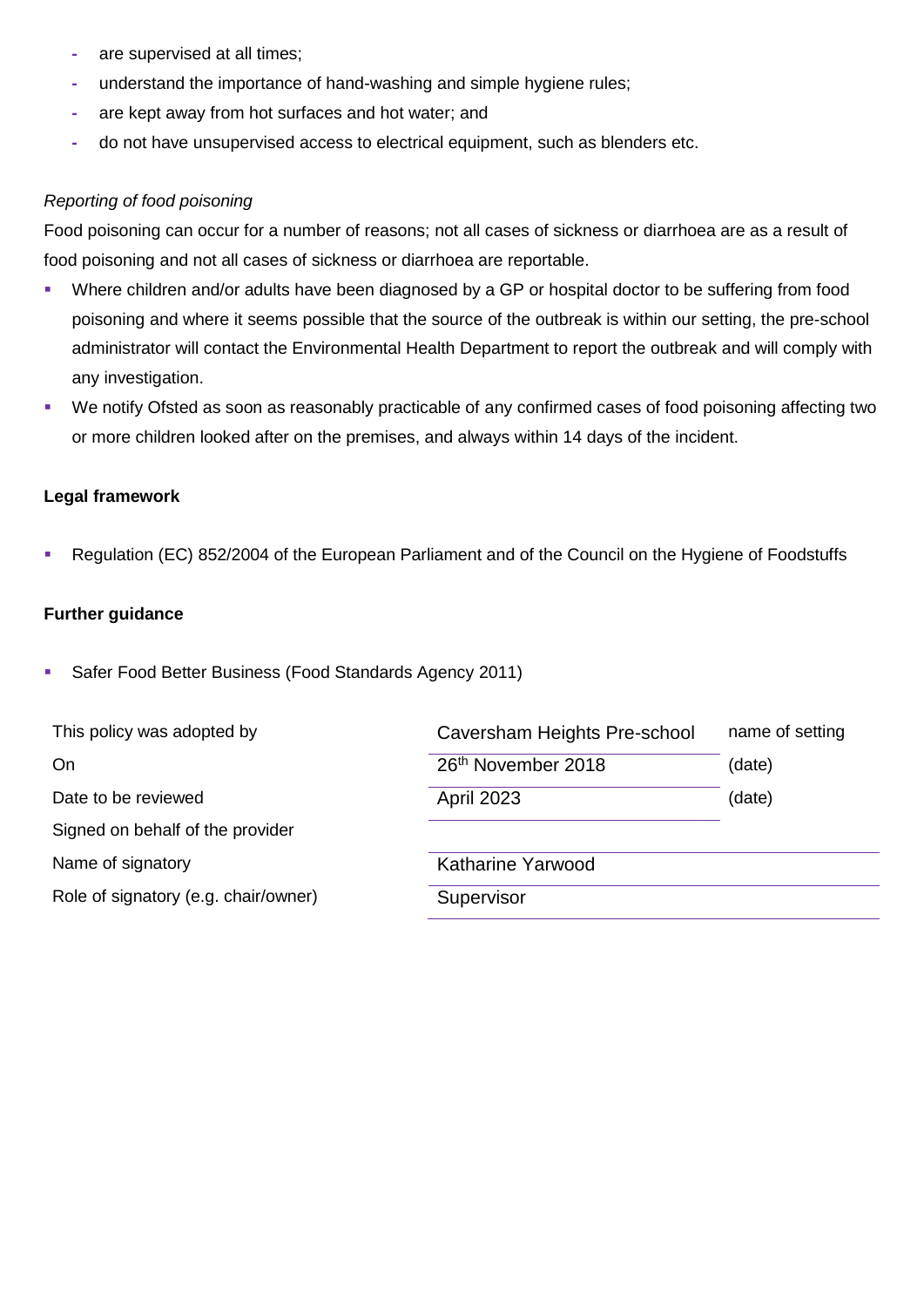- are supervised at all times;
- understand the importance of hand-washing and simple hygiene rules;
- are kept away from hot surfaces and hot water; and
- do not have unsupervised access to electrical equipment, such as blenders etc.

*Reporting of food poisoning*

Food poisoning can occur for a number of reasons; not all cases of sickness or diarrhoea are as a result of food poisoning and not all cases of sickness or diarrhoea are reportable.

- Where children and/or adults have been diagnosed by a GP or hospital doctor to be suffering from food poisoning and where it seems possible that the source of the outbreak is within our setting, the pre-school administrator will contact the Environmental Health Department to report the outbreak and will comply with any investigation.
- We notify Ofsted as soon as reasonably practicable of any confirmed cases of food poisoning affecting two or more children looked after on the premises, and always within 14 days of the incident.

**Legal framework**

- Regulation (EC) 852/2004 of the European Parliament and of the Council on the Hygiene of Foodstuffs

**Further guidance**

- Safer Food Better Business (Food Standards Agency 2011)

| | | |
|---|---|---|
| This policy was adopted by | Caversham Heights Pre-school | name of setting |
| On | 26th November 2018 | (date) |
| Date to be reviewed | April 2023 | (date) |
| Signed on behalf of the provider | | |
| Name of signatory | Katharine Yarwood | |
| Role of signatory (e.g. chair/owner) | Supervisor | |